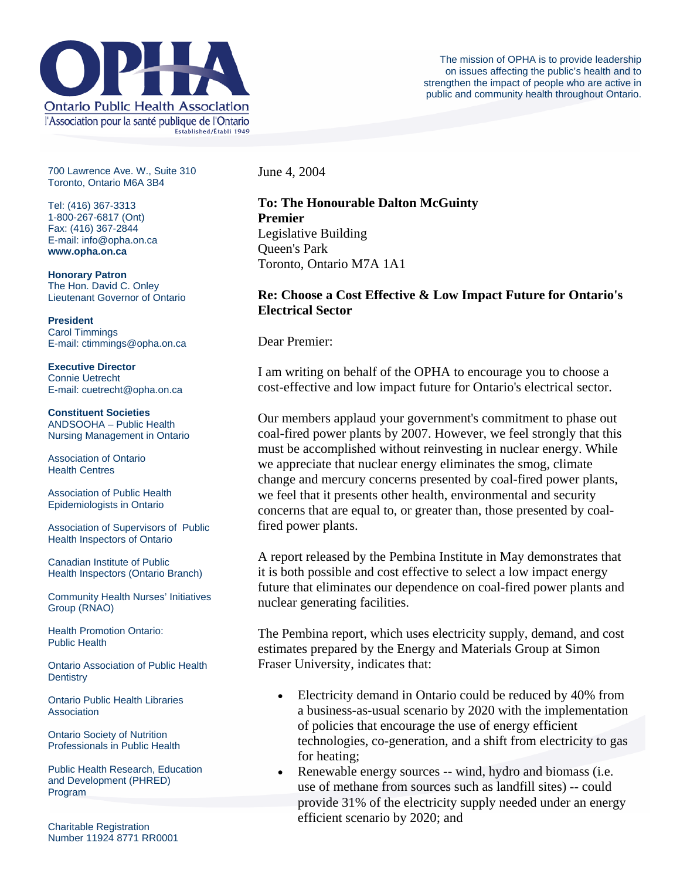# OPHA

**Ontario Public Health Association**
l'Association pour la santé publique de l'Ontario
Established/Établi 1949

The mission of OPHA is to provide leadership on issues affecting the public's health and to strengthen the impact of people who are active in public and community health throughout Ontario.

700 Lawrence Ave. W., Suite 310
Toronto, Ontario M6A 3B4

Tel: (416) 367-3313
1-800-267-6817 (Ont)
Fax: (416) 367-2844
E-mail: info@opha.on.ca
**www.opha.on.ca**

**Honorary Patron**
The Hon. David C. Onley
Lieutenant Governor of Ontario

**President**
Carol Timmings
E-mail: ctimmings@opha.on.ca

**Executive Director**
Connie Uetrecht
E-mail: cuetrecht@opha.on.ca

**Constituent Societies**
ANDSOOHA – Public Health Nursing Management in Ontario

Association of Ontario Health Centres

Association of Public Health Epidemiologists in Ontario

Association of Supervisors of Public Health Inspectors of Ontario

Canadian Institute of Public Health Inspectors (Ontario Branch)

Community Health Nurses' Initiatives Group (RNAO)

Health Promotion Ontario: Public Health

Ontario Association of Public Health Dentistry

Ontario Public Health Libraries Association

Ontario Society of Nutrition Professionals in Public Health

Public Health Research, Education and Development (PHRED) Program

Charitable Registration Number 11924 8771 RR0001

June 4, 2004

**To: The Honourable Dalton McGuinty**
**Premier**
Legislative Building
Queen's Park
Toronto, Ontario M7A 1A1

**Re: Choose a Cost Effective & Low Impact Future for Ontario's Electrical Sector**

Dear Premier:

I am writing on behalf of the OPHA to encourage you to choose a cost-effective and low impact future for Ontario's electrical sector.

Our members applaud your government's commitment to phase out coal-fired power plants by 2007. However, we feel strongly that this must be accomplished without reinvesting in nuclear energy. While we appreciate that nuclear energy eliminates the smog, climate change and mercury concerns presented by coal-fired power plants, we feel that it presents other health, environmental and security concerns that are equal to, or greater than, those presented by coal-fired power plants.

A report released by the Pembina Institute in May demonstrates that it is both possible and cost effective to select a low impact energy future that eliminates our dependence on coal-fired power plants and nuclear generating facilities.

The Pembina report, which uses electricity supply, demand, and cost estimates prepared by the Energy and Materials Group at Simon Fraser University, indicates that:

- Electricity demand in Ontario could be reduced by 40% from a business-as-usual scenario by 2020 with the implementation of policies that encourage the use of energy efficient technologies, co-generation, and a shift from electricity to gas for heating;
- Renewable energy sources -- wind, hydro and biomass (i.e. use of methane from sources such as landfill sites) -- could provide 31% of the electricity supply needed under an energy efficient scenario by 2020; and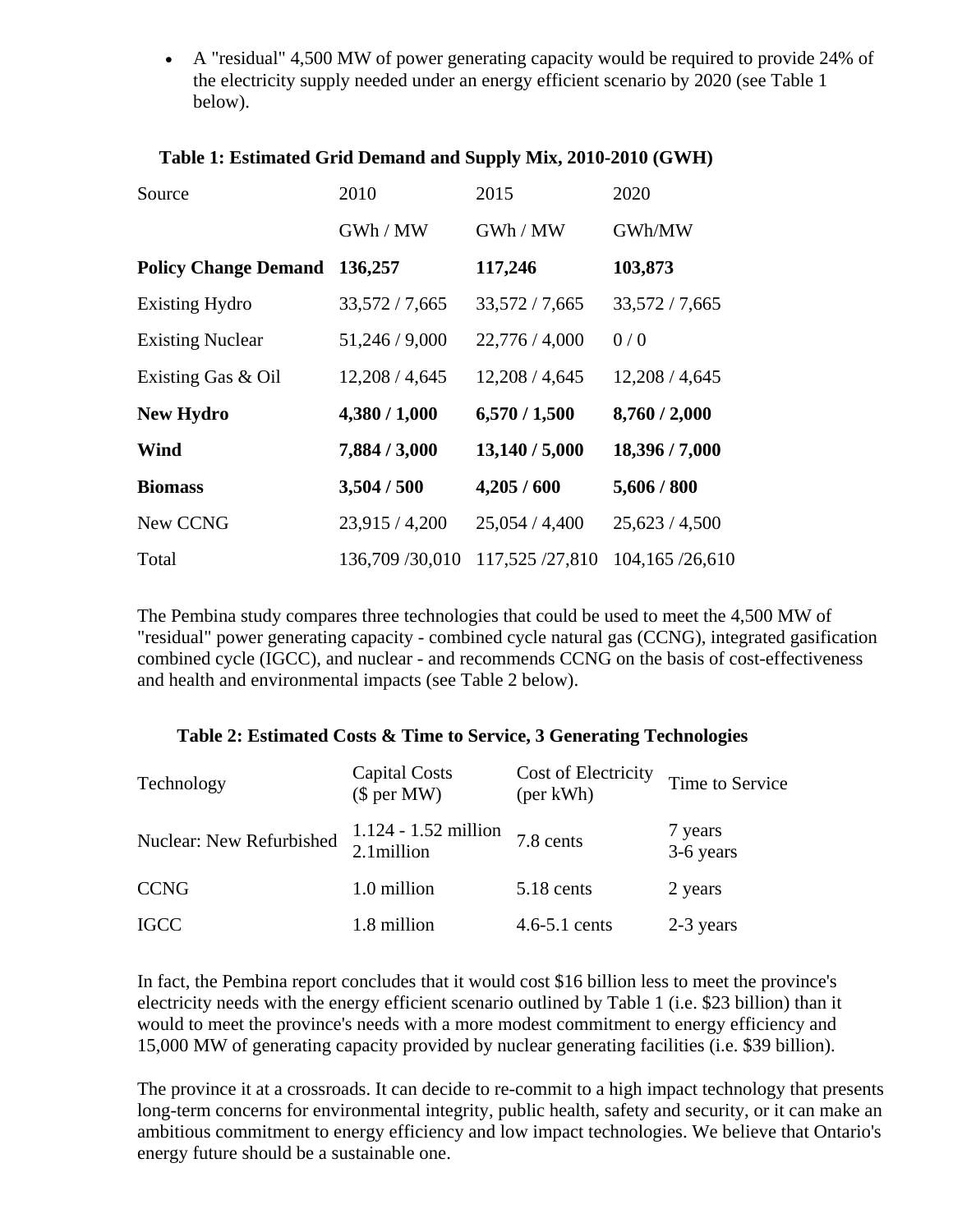- A "residual" 4,500 MW of power generating capacity would be required to provide 24% of the electricity supply needed under an energy efficient scenario by 2020 (see Table 1 below).

**Table 1: Estimated Grid Demand and Supply Mix, 2010-2010 (GWH)**

| Source | 2010 | 2015 | 2020 |
|---|---|---|---|
| | GWh / MW | GWh / MW | GWh/MW |
| **Policy Change Demand** | **136,257** | **117,246** | **103,873** |
| Existing Hydro | 33,572 / 7,665 | 33,572 / 7,665 | 33,572 / 7,665 |
| Existing Nuclear | 51,246 / 9,000 | 22,776 / 4,000 | 0 / 0 |
| Existing Gas & Oil | 12,208 / 4,645 | 12,208 / 4,645 | 12,208 / 4,645 |
| **New Hydro** | **4,380 / 1,000** | **6,570 / 1,500** | **8,760 / 2,000** |
| **Wind** | **7,884 / 3,000** | **13,140 / 5,000** | **18,396 / 7,000** |
| **Biomass** | **3,504 / 500** | **4,205 / 600** | **5,606 / 800** |
| New CCNG | 23,915 / 4,200 | 25,054 / 4,400 | 25,623 / 4,500 |
| Total | 136,709 /30,010 | 117,525 /27,810 | 104,165 /26,610 |

The Pembina study compares three technologies that could be used to meet the 4,500 MW of "residual" power generating capacity - combined cycle natural gas (CCNG), integrated gasification combined cycle (IGCC), and nuclear - and recommends CCNG on the basis of cost-effectiveness and health and environmental impacts (see Table 2 below).

**Table 2: Estimated Costs & Time to Service, 3 Generating Technologies**

| Technology | Capital Costs ($ per MW) | Cost of Electricity (per kWh) | Time to Service |
|---|---|---|---|
| Nuclear: New Refurbished | 1.124 - 1.52 million 2.1million | 7.8 cents | 7 years 3-6 years |
| CCNG | 1.0 million | 5.18 cents | 2 years |
| IGCC | 1.8 million | 4.6-5.1 cents | 2-3 years |

In fact, the Pembina report concludes that it would cost $16 billion less to meet the province's electricity needs with the energy efficient scenario outlined by Table 1 (i.e. $23 billion) than it would to meet the province's needs with a more modest commitment to energy efficiency and 15,000 MW of generating capacity provided by nuclear generating facilities (i.e. $39 billion).

The province it at a crossroads. It can decide to re-commit to a high impact technology that presents long-term concerns for environmental integrity, public health, safety and security, or it can make an ambitious commitment to energy efficiency and low impact technologies. We believe that Ontario's energy future should be a sustainable one.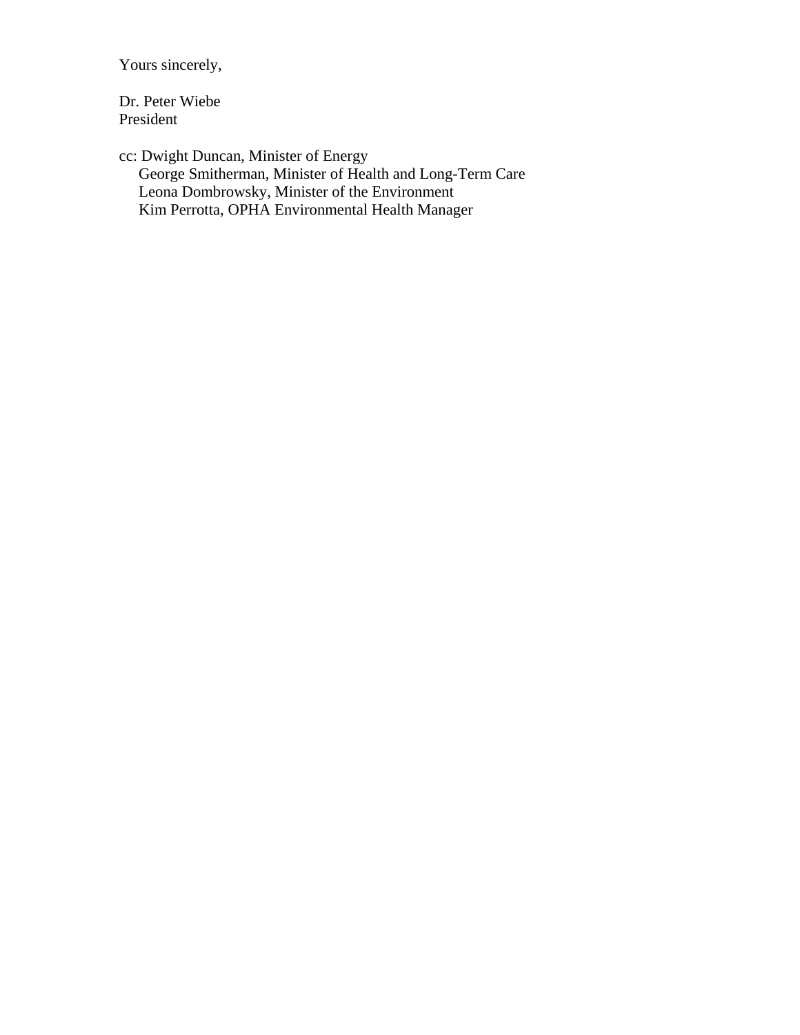Yours sincerely,

Dr. Peter Wiebe
President

cc: Dwight Duncan, Minister of Energy
George Smitherman, Minister of Health and Long-Term Care
Leona Dombrowsky, Minister of the Environment
Kim Perrotta, OPHA Environmental Health Manager